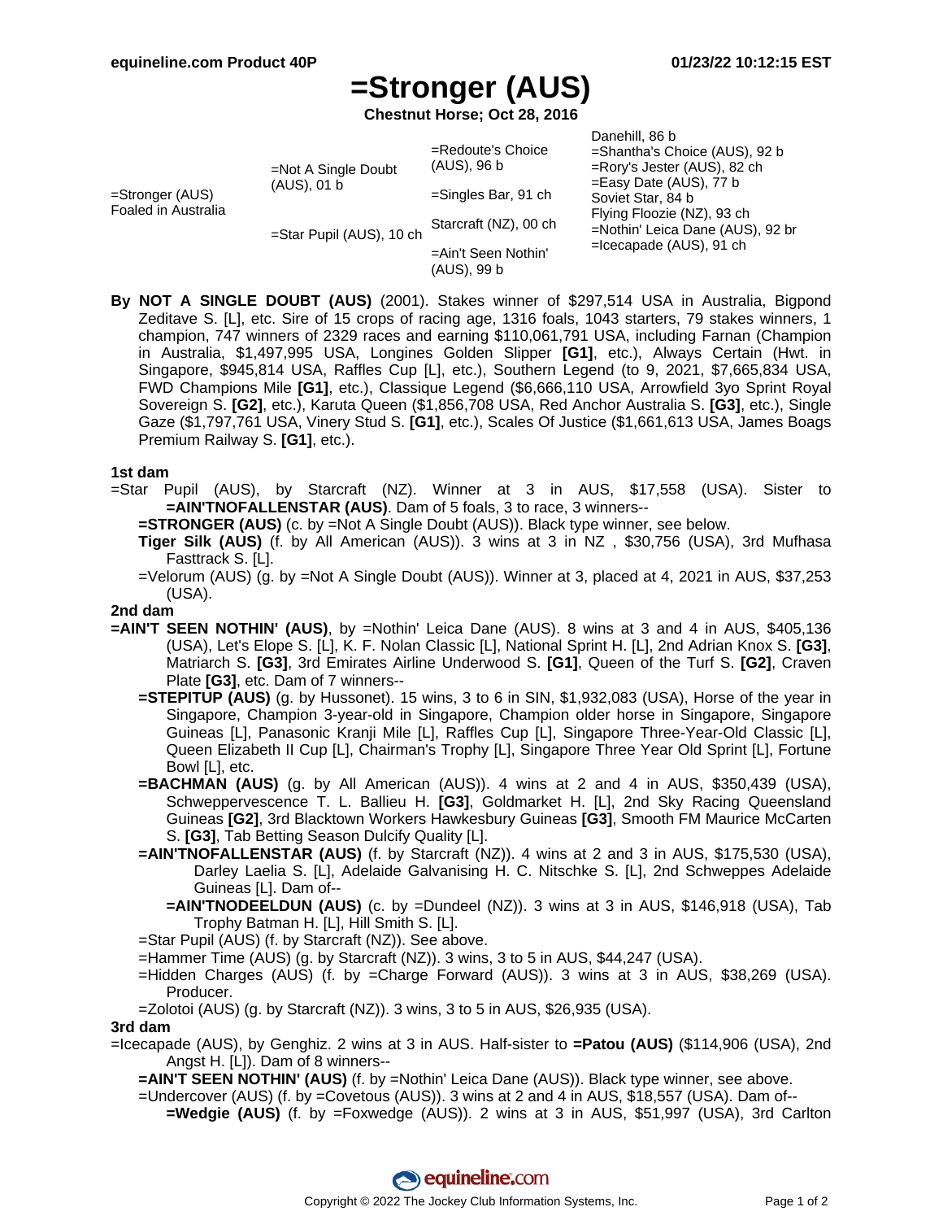# =Stronger (AUS)

**Chestnut Horse; Oct 28, 2016**

| | | | |
|---|---|---|---|
| =Stronger (AUS) Foaled in Australia | =Not A Single Doubt (AUS), 01 b | =Redoute's Choice (AUS), 96 b | Danehill, 86 b |
| | | | =Shantha's Choice (AUS), 92 b |
| | | =Singles Bar, 91 ch | =Rory's Jester (AUS), 82 ch |
| | | | =Easy Date (AUS), 77 b |
| | =Star Pupil (AUS), 10 ch | Starcraft (NZ), 00 ch | Soviet Star, 84 b |
| | | | Flying Floozie (NZ), 93 ch |
| | | =Ain't Seen Nothin' (AUS), 99 b | =Nothin' Leica Dane (AUS), 92 br |
| | | | =Icecapade (AUS), 91 ch |

By **NOT A SINGLE DOUBT (AUS)** (2001). Stakes winner of $297,514 USA in Australia, Bigpond Zeditave S. [L], etc. Sire of 15 crops of racing age, 1316 foals, 1043 starters, 79 stakes winners, 1 champion, 747 winners of 2329 races and earning $110,061,791 USA, including Farnan (Champion in Australia, $1,497,995 USA, Longines Golden Slipper **[G1]**, etc.), Always Certain (Hwt. in Singapore, $945,814 USA, Raffles Cup [L], etc.), Southern Legend (to 9, 2021, $7,665,834 USA, FWD Champions Mile **[G1]**, etc.), Classique Legend ($6,666,110 USA, Arrowfield 3yo Sprint Royal Sovereign S. **[G2]**, etc.), Karuta Queen ($1,856,708 USA, Red Anchor Australia S. **[G3]**, etc.), Single Gaze ($1,797,761 USA, Vinery Stud S. **[G1]**, etc.), Scales Of Justice ($1,661,613 USA, James Boags Premium Railway S. **[G1]**, etc.).

### 1st dam

=Star Pupil (AUS), by Starcraft (NZ). Winner at 3 in AUS, $17,558 (USA). Sister to **=AIN'TNOFALLENSTAR (AUS)**. Dam of 5 foals, 3 to race, 3 winners--

- **=STRONGER (AUS)** (c. by =Not A Single Doubt (AUS)). Black type winner, see below.
- **Tiger Silk (AUS)** (f. by All American (AUS)). 3 wins at 3 in NZ , $30,756 (USA), 3rd Mufhasa Fasttrack S. [L].
- =Velorum (AUS) (g. by =Not A Single Doubt (AUS)). Winner at 3, placed at 4, 2021 in AUS, $37,253 (USA).

### 2nd dam

**=AIN'T SEEN NOTHIN' (AUS)**, by =Nothin' Leica Dane (AUS). 8 wins at 3 and 4 in AUS, $405,136 (USA), Let's Elope S. [L], K. F. Nolan Classic [L], National Sprint H. [L], 2nd Adrian Knox S. **[G3]**, Matriarch S. **[G3]**, 3rd Emirates Airline Underwood S. **[G1]**, Queen of the Turf S. **[G2]**, Craven Plate **[G3]**, etc. Dam of 7 winners--

- **=STEPITUP (AUS)** (g. by Hussonet). 15 wins, 3 to 6 in SIN, $1,932,083 (USA), Horse of the year in Singapore, Champion 3-year-old in Singapore, Champion older horse in Singapore, Singapore Guineas [L], Panasonic Kranji Mile [L], Raffles Cup [L], Singapore Three-Year-Old Classic [L], Queen Elizabeth II Cup [L], Chairman's Trophy [L], Singapore Three Year Old Sprint [L], Fortune Bowl [L], etc.
- **=BACHMAN (AUS)** (g. by All American (AUS)). 4 wins at 2 and 4 in AUS, $350,439 (USA), Schweppervescence T. L. Ballieu H. **[G3]**, Goldmarket H. [L], 2nd Sky Racing Queensland Guineas **[G2]**, 3rd Blacktown Workers Hawkesbury Guineas **[G3]**, Smooth FM Maurice McCarten S. **[G3]**, Tab Betting Season Dulcify Quality [L].
- **=AIN'TNOFALLENSTAR (AUS)** (f. by Starcraft (NZ)). 4 wins at 2 and 3 in AUS, $175,530 (USA), Darley Laelia S. [L], Adelaide Galvanising H. C. Nitschke S. [L], 2nd Schweppes Adelaide Guineas [L]. Dam of--
  - **=AIN'TNODEELDUN (AUS)** (c. by =Dundeel (NZ)). 3 wins at 3 in AUS, $146,918 (USA), Tab Trophy Batman H. [L], Hill Smith S. [L].
- =Star Pupil (AUS) (f. by Starcraft (NZ)). See above.
- =Hammer Time (AUS) (g. by Starcraft (NZ)). 3 wins, 3 to 5 in AUS, $44,247 (USA).
- =Hidden Charges (AUS) (f. by =Charge Forward (AUS)). 3 wins at 3 in AUS, $38,269 (USA). Producer.
- =Zolotoi (AUS) (g. by Starcraft (NZ)). 3 wins, 3 to 5 in AUS, $26,935 (USA).

### 3rd dam

=Icecapade (AUS), by Genghiz. 2 wins at 3 in AUS. Half-sister to **=Patou (AUS)** ($114,906 (USA), 2nd Angst H. [L]). Dam of 8 winners--

- **=AIN'T SEEN NOTHIN' (AUS)** (f. by =Nothin' Leica Dane (AUS)). Black type winner, see above.
- =Undercover (AUS) (f. by =Covetous (AUS)). 3 wins at 2 and 4 in AUS, $18,557 (USA). Dam of--
  - **=Wedgie (AUS)** (f. by =Foxwedge (AUS)). 2 wins at 3 in AUS, $51,997 (USA), 3rd Carlton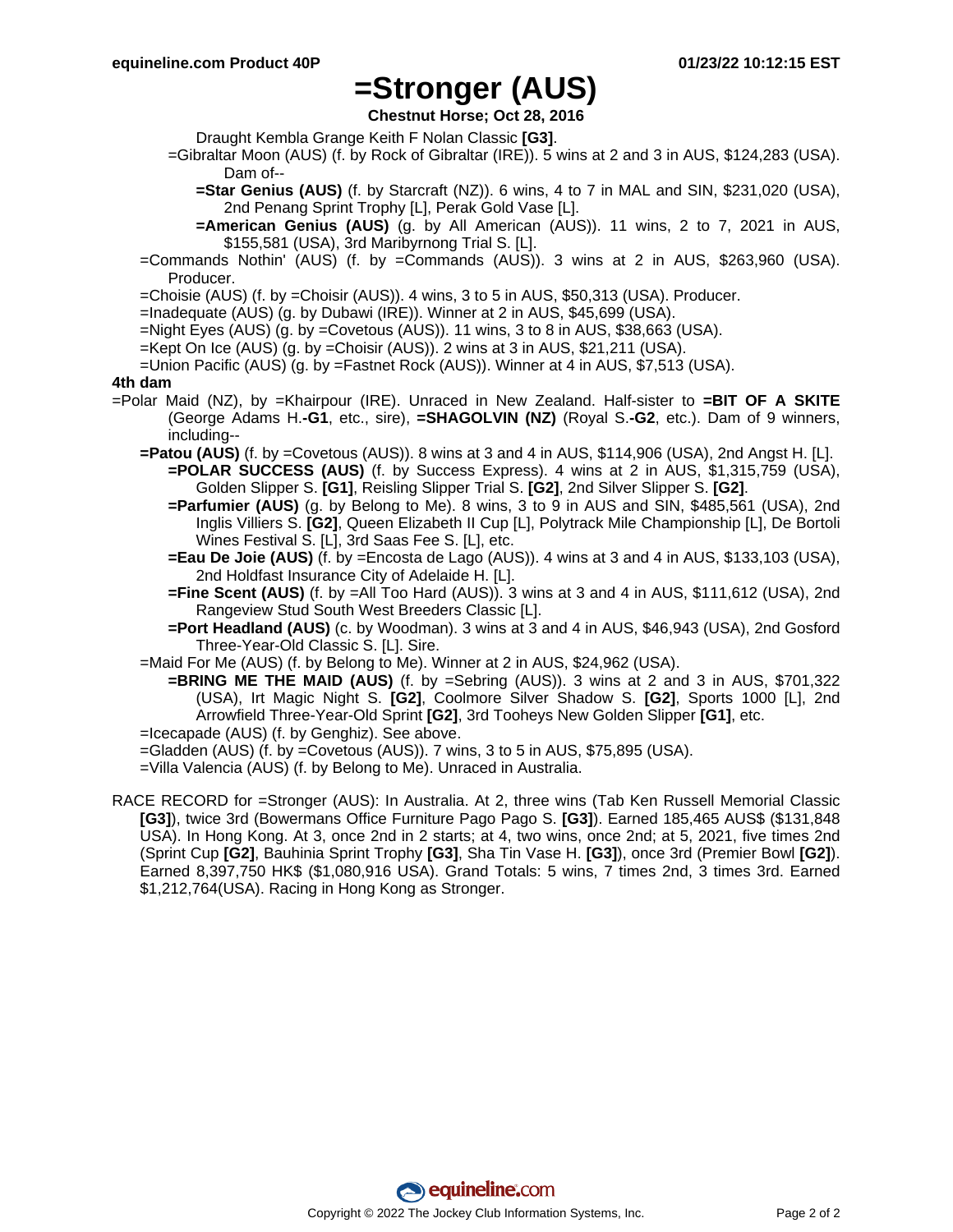# =Stronger (AUS)

**Chestnut Horse; Oct 28, 2016**

Draught Kembla Grange Keith F Nolan Classic **[G3]**.

=Gibraltar Moon (AUS) (f. by Rock of Gibraltar (IRE)). 5 wins at 2 and 3 in AUS, $124,283 (USA). Dam of--

**=Star Genius (AUS)** (f. by Starcraft (NZ)). 6 wins, 4 to 7 in MAL and SIN, $231,020 (USA), 2nd Penang Sprint Trophy [L], Perak Gold Vase [L].

**=American Genius (AUS)** (g. by All American (AUS)). 11 wins, 2 to 7, 2021 in AUS, $155,581 (USA), 3rd Maribyrnong Trial S. [L].

=Commands Nothin' (AUS) (f. by =Commands (AUS)). 3 wins at 2 in AUS, $263,960 (USA). Producer.

=Choisie (AUS) (f. by =Choisir (AUS)). 4 wins, 3 to 5 in AUS, $50,313 (USA). Producer.

=Inadequate (AUS) (g. by Dubawi (IRE)). Winner at 2 in AUS, $45,699 (USA).

=Night Eyes (AUS) (g. by =Covetous (AUS)). 11 wins, 3 to 8 in AUS, $38,663 (USA).

=Kept On Ice (AUS) (g. by =Choisir (AUS)). 2 wins at 3 in AUS, $21,211 (USA).

=Union Pacific (AUS) (g. by =Fastnet Rock (AUS)). Winner at 4 in AUS, $7,513 (USA).

**4th dam**

=Polar Maid (NZ), by =Khairpour (IRE). Unraced in New Zealand. Half-sister to **=BIT OF A SKITE** (George Adams H.**-G1**, etc., sire), **=SHAGOLVIN (NZ)** (Royal S.**-G2**, etc.). Dam of 9 winners, including--

**=Patou (AUS)** (f. by =Covetous (AUS)). 8 wins at 3 and 4 in AUS, $114,906 (USA), 2nd Angst H. [L].

**=POLAR SUCCESS (AUS)** (f. by Success Express). 4 wins at 2 in AUS, $1,315,759 (USA), Golden Slipper S. **[G1]**, Reisling Slipper Trial S. **[G2]**, 2nd Silver Slipper S. **[G2]**.

**=Parfumier (AUS)** (g. by Belong to Me). 8 wins, 3 to 9 in AUS and SIN, $485,561 (USA), 2nd Inglis Villiers S. **[G2]**, Queen Elizabeth II Cup [L], Polytrack Mile Championship [L], De Bortoli Wines Festival S. [L], 3rd Saas Fee S. [L], etc.

**=Eau De Joie (AUS)** (f. by =Encosta de Lago (AUS)). 4 wins at 3 and 4 in AUS, $133,103 (USA), 2nd Holdfast Insurance City of Adelaide H. [L].

**=Fine Scent (AUS)** (f. by =All Too Hard (AUS)). 3 wins at 3 and 4 in AUS, $111,612 (USA), 2nd Rangeview Stud South West Breeders Classic [L].

**=Port Headland (AUS)** (c. by Woodman). 3 wins at 3 and 4 in AUS, $46,943 (USA), 2nd Gosford Three-Year-Old Classic S. [L]. Sire.

=Maid For Me (AUS) (f. by Belong to Me). Winner at 2 in AUS, $24,962 (USA).

**=BRING ME THE MAID (AUS)** (f. by =Sebring (AUS)). 3 wins at 2 and 3 in AUS, $701,322 (USA), Irt Magic Night S. **[G2]**, Coolmore Silver Shadow S. **[G2]**, Sports 1000 [L], 2nd Arrowfield Three-Year-Old Sprint **[G2]**, 3rd Tooheys New Golden Slipper **[G1]**, etc.

=Icecapade (AUS) (f. by Genghiz). See above.

=Gladden (AUS) (f. by =Covetous (AUS)). 7 wins, 3 to 5 in AUS, $75,895 (USA).

=Villa Valencia (AUS) (f. by Belong to Me). Unraced in Australia.

RACE RECORD for =Stronger (AUS): In Australia. At 2, three wins (Tab Ken Russell Memorial Classic **[G3]**), twice 3rd (Bowermans Office Furniture Pago Pago S. **[G3]**). Earned 185,465 AUS$ ($131,848 USA). In Hong Kong. At 3, once 2nd in 2 starts; at 4, two wins, once 2nd; at 5, 2021, five times 2nd (Sprint Cup **[G2]**, Bauhinia Sprint Trophy **[G3]**, Sha Tin Vase H. **[G3]**), once 3rd (Premier Bowl **[G2]**). Earned 8,397,750 HK$ ($1,080,916 USA). Grand Totals: 5 wins, 7 times 2nd, 3 times 3rd. Earned $1,212,764(USA). Racing in Hong Kong as Stronger.